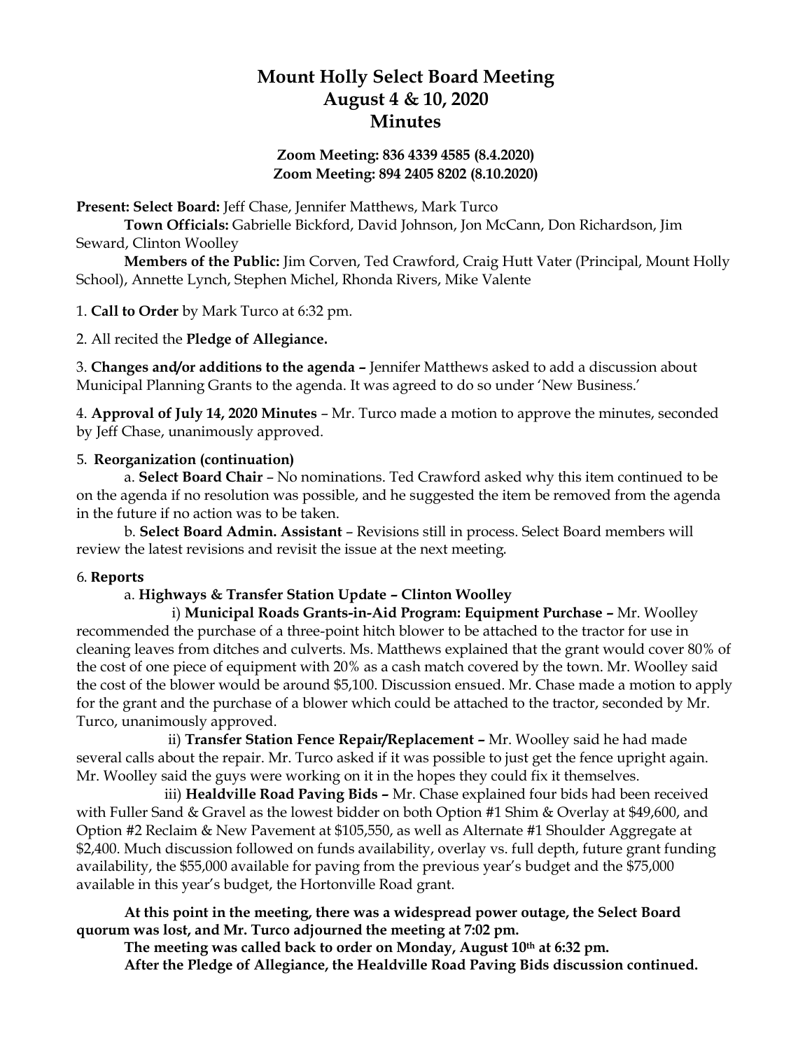# Mount Holly Select Board Meeting
# August 4 & 10, 2020
# Minutes

**Zoom Meeting: 836 4339 4585 (8.4.2020)**
**Zoom Meeting: 894 2405 8202 (8.10.2020)**

**Present: Select Board:** Jeff Chase, Jennifer Matthews, Mark Turco

**Town Officials:** Gabrielle Bickford, David Johnson, Jon McCann, Don Richardson, Jim Seward, Clinton Woolley

**Members of the Public:** Jim Corven, Ted Crawford, Craig Hutt Vater (Principal, Mount Holly School), Annette Lynch, Stephen Michel, Rhonda Rivers, Mike Valente

1. **Call to Order** by Mark Turco at 6:32 pm.

2. All recited the **Pledge of Allegiance.**

3. **Changes and/or additions to the agenda –** Jennifer Matthews asked to add a discussion about Municipal Planning Grants to the agenda. It was agreed to do so under 'New Business.'

4. **Approval of July 14, 2020 Minutes** – Mr. Turco made a motion to approve the minutes, seconded by Jeff Chase, unanimously approved.

5. **Reorganization (continuation)**

a. **Select Board Chair** – No nominations. Ted Crawford asked why this item continued to be on the agenda if no resolution was possible, and he suggested the item be removed from the agenda in the future if no action was to be taken.

b. **Select Board Admin. Assistant** – Revisions still in process. Select Board members will review the latest revisions and revisit the issue at the next meeting.

6. **Reports**

a. **Highways & Transfer Station Update – Clinton Woolley**

i) **Municipal Roads Grants-in-Aid Program: Equipment Purchase –** Mr. Woolley recommended the purchase of a three-point hitch blower to be attached to the tractor for use in cleaning leaves from ditches and culverts. Ms. Matthews explained that the grant would cover 80% of the cost of one piece of equipment with 20% as a cash match covered by the town. Mr. Woolley said the cost of the blower would be around $5,100. Discussion ensued. Mr. Chase made a motion to apply for the grant and the purchase of a blower which could be attached to the tractor, seconded by Mr. Turco, unanimously approved.

ii) **Transfer Station Fence Repair/Replacement –** Mr. Woolley said he had made several calls about the repair. Mr. Turco asked if it was possible to just get the fence upright again. Mr. Woolley said the guys were working on it in the hopes they could fix it themselves.

iii) **Healdville Road Paving Bids –** Mr. Chase explained four bids had been received with Fuller Sand & Gravel as the lowest bidder on both Option #1 Shim & Overlay at $49,600, and Option #2 Reclaim & New Pavement at $105,550, as well as Alternate #1 Shoulder Aggregate at $2,400. Much discussion followed on funds availability, overlay vs. full depth, future grant funding availability, the $55,000 available for paving from the previous year's budget and the $75,000 available in this year's budget, the Hortonville Road grant.

**At this point in the meeting, there was a widespread power outage, the Select Board quorum was lost, and Mr. Turco adjourned the meeting at 7:02 pm.**

**The meeting was called back to order on Monday, August 10th at 6:32 pm.**

**After the Pledge of Allegiance, the Healdville Road Paving Bids discussion continued.**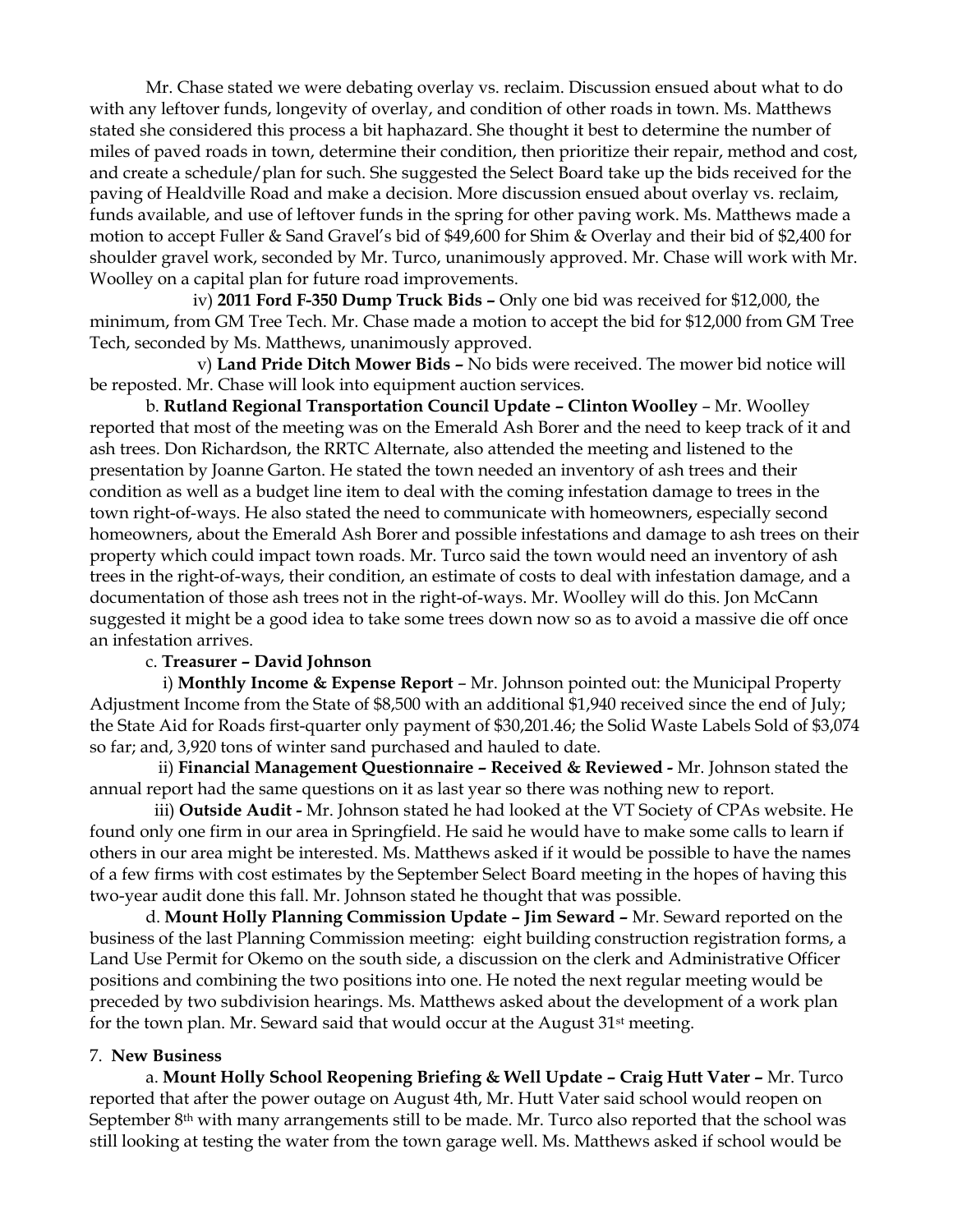Mr. Chase stated we were debating overlay vs. reclaim. Discussion ensued about what to do with any leftover funds, longevity of overlay, and condition of other roads in town. Ms. Matthews stated she considered this process a bit haphazard. She thought it best to determine the number of miles of paved roads in town, determine their condition, then prioritize their repair, method and cost, and create a schedule/plan for such. She suggested the Select Board take up the bids received for the paving of Healdville Road and make a decision. More discussion ensued about overlay vs. reclaim, funds available, and use of leftover funds in the spring for other paving work. Ms. Matthews made a motion to accept Fuller & Sand Gravel's bid of $49,600 for Shim & Overlay and their bid of $2,400 for shoulder gravel work, seconded by Mr. Turco, unanimously approved. Mr. Chase will work with Mr. Woolley on a capital plan for future road improvements.

iv) **2011 Ford F-350 Dump Truck Bids –** Only one bid was received for $12,000, the minimum, from GM Tree Tech. Mr. Chase made a motion to accept the bid for $12,000 from GM Tree Tech, seconded by Ms. Matthews, unanimously approved.

v) **Land Pride Ditch Mower Bids –** No bids were received. The mower bid notice will be reposted. Mr. Chase will look into equipment auction services.

b. **Rutland Regional Transportation Council Update – Clinton Woolley** – Mr. Woolley reported that most of the meeting was on the Emerald Ash Borer and the need to keep track of it and ash trees. Don Richardson, the RRTC Alternate, also attended the meeting and listened to the presentation by Joanne Garton. He stated the town needed an inventory of ash trees and their condition as well as a budget line item to deal with the coming infestation damage to trees in the town right-of-ways. He also stated the need to communicate with homeowners, especially second homeowners, about the Emerald Ash Borer and possible infestations and damage to ash trees on their property which could impact town roads. Mr. Turco said the town would need an inventory of ash trees in the right-of-ways, their condition, an estimate of costs to deal with infestation damage, and a documentation of those ash trees not in the right-of-ways. Mr. Woolley will do this. Jon McCann suggested it might be a good idea to take some trees down now so as to avoid a massive die off once an infestation arrives.

c. **Treasurer – David Johnson**

i) **Monthly Income & Expense Report** – Mr. Johnson pointed out: the Municipal Property Adjustment Income from the State of $8,500 with an additional $1,940 received since the end of July; the State Aid for Roads first-quarter only payment of $30,201.46; the Solid Waste Labels Sold of $3,074 so far; and, 3,920 tons of winter sand purchased and hauled to date.

ii) **Financial Management Questionnaire – Received & Reviewed -** Mr. Johnson stated the annual report had the same questions on it as last year so there was nothing new to report.

iii) **Outside Audit -** Mr. Johnson stated he had looked at the VT Society of CPAs website. He found only one firm in our area in Springfield. He said he would have to make some calls to learn if others in our area might be interested. Ms. Matthews asked if it would be possible to have the names of a few firms with cost estimates by the September Select Board meeting in the hopes of having this two-year audit done this fall. Mr. Johnson stated he thought that was possible.

d. **Mount Holly Planning Commission Update – Jim Seward –** Mr. Seward reported on the business of the last Planning Commission meeting: eight building construction registration forms, a Land Use Permit for Okemo on the south side, a discussion on the clerk and Administrative Officer positions and combining the two positions into one. He noted the next regular meeting would be preceded by two subdivision hearings. Ms. Matthews asked about the development of a work plan for the town plan. Mr. Seward said that would occur at the August 31st meeting.

7. **New Business**

a. **Mount Holly School Reopening Briefing & Well Update – Craig Hutt Vater –** Mr. Turco reported that after the power outage on August 4th, Mr. Hutt Vater said school would reopen on September 8th with many arrangements still to be made. Mr. Turco also reported that the school was still looking at testing the water from the town garage well. Ms. Matthews asked if school would be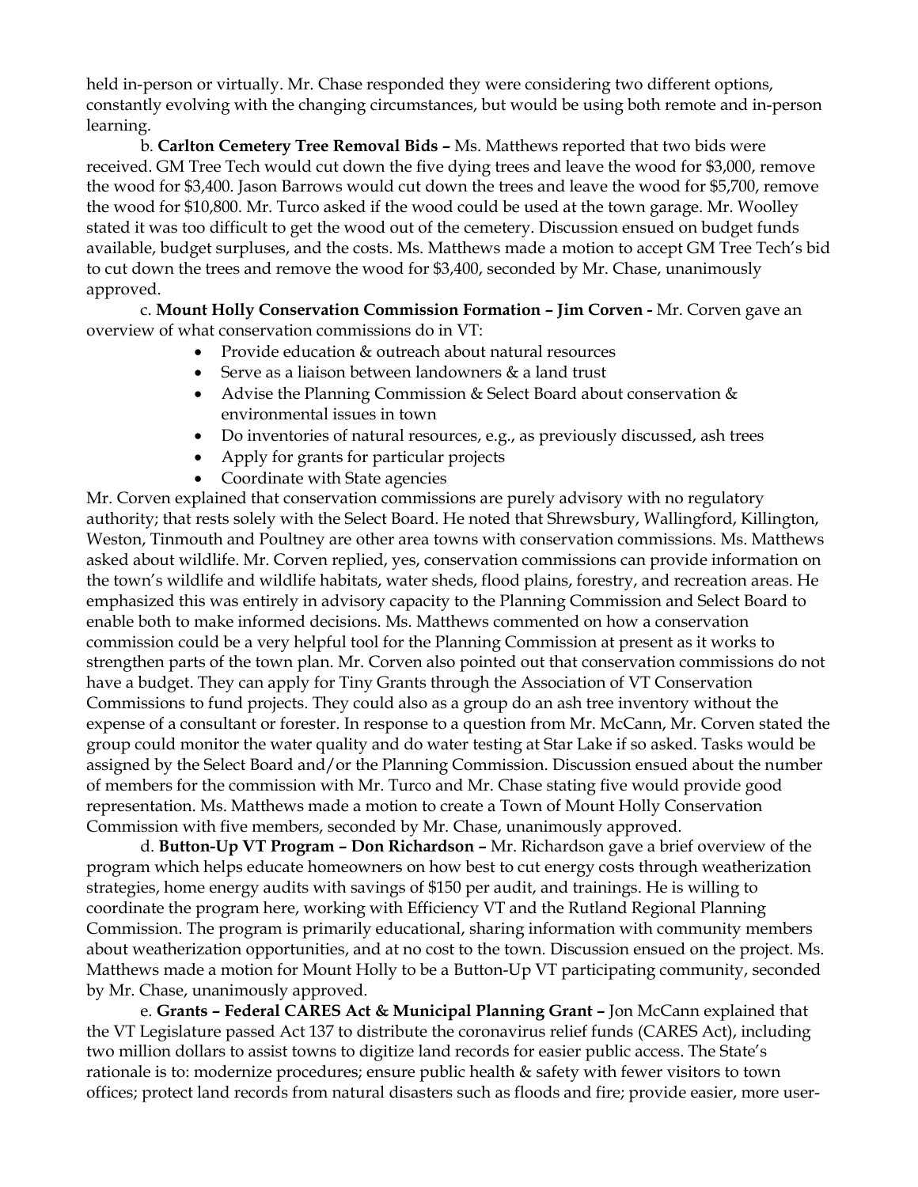held in-person or virtually. Mr. Chase responded they were considering two different options, constantly evolving with the changing circumstances, but would be using both remote and in-person learning.

b. **Carlton Cemetery Tree Removal Bids –** Ms. Matthews reported that two bids were received. GM Tree Tech would cut down the five dying trees and leave the wood for $3,000, remove the wood for $3,400. Jason Barrows would cut down the trees and leave the wood for $5,700, remove the wood for $10,800. Mr. Turco asked if the wood could be used at the town garage. Mr. Woolley stated it was too difficult to get the wood out of the cemetery. Discussion ensued on budget funds available, budget surpluses, and the costs. Ms. Matthews made a motion to accept GM Tree Tech's bid to cut down the trees and remove the wood for $3,400, seconded by Mr. Chase, unanimously approved.

c. **Mount Holly Conservation Commission Formation – Jim Corven -** Mr. Corven gave an overview of what conservation commissions do in VT:

- Provide education & outreach about natural resources
- Serve as a liaison between landowners & a land trust
- Advise the Planning Commission & Select Board about conservation & environmental issues in town
- Do inventories of natural resources, e.g., as previously discussed, ash trees
- Apply for grants for particular projects
- Coordinate with State agencies

Mr. Corven explained that conservation commissions are purely advisory with no regulatory authority; that rests solely with the Select Board. He noted that Shrewsbury, Wallingford, Killington, Weston, Tinmouth and Poultney are other area towns with conservation commissions. Ms. Matthews asked about wildlife. Mr. Corven replied, yes, conservation commissions can provide information on the town's wildlife and wildlife habitats, water sheds, flood plains, forestry, and recreation areas. He emphasized this was entirely in advisory capacity to the Planning Commission and Select Board to enable both to make informed decisions. Ms. Matthews commented on how a conservation commission could be a very helpful tool for the Planning Commission at present as it works to strengthen parts of the town plan. Mr. Corven also pointed out that conservation commissions do not have a budget. They can apply for Tiny Grants through the Association of VT Conservation Commissions to fund projects. They could also as a group do an ash tree inventory without the expense of a consultant or forester. In response to a question from Mr. McCann, Mr. Corven stated the group could monitor the water quality and do water testing at Star Lake if so asked. Tasks would be assigned by the Select Board and/or the Planning Commission. Discussion ensued about the number of members for the commission with Mr. Turco and Mr. Chase stating five would provide good representation. Ms. Matthews made a motion to create a Town of Mount Holly Conservation Commission with five members, seconded by Mr. Chase, unanimously approved.

d. **Button-Up VT Program – Don Richardson –** Mr. Richardson gave a brief overview of the program which helps educate homeowners on how best to cut energy costs through weatherization strategies, home energy audits with savings of $150 per audit, and trainings. He is willing to coordinate the program here, working with Efficiency VT and the Rutland Regional Planning Commission. The program is primarily educational, sharing information with community members about weatherization opportunities, and at no cost to the town. Discussion ensued on the project. Ms. Matthews made a motion for Mount Holly to be a Button-Up VT participating community, seconded by Mr. Chase, unanimously approved.

e. **Grants – Federal CARES Act & Municipal Planning Grant –** Jon McCann explained that the VT Legislature passed Act 137 to distribute the coronavirus relief funds (CARES Act), including two million dollars to assist towns to digitize land records for easier public access. The State's rationale is to: modernize procedures; ensure public health & safety with fewer visitors to town offices; protect land records from natural disasters such as floods and fire; provide easier, more user-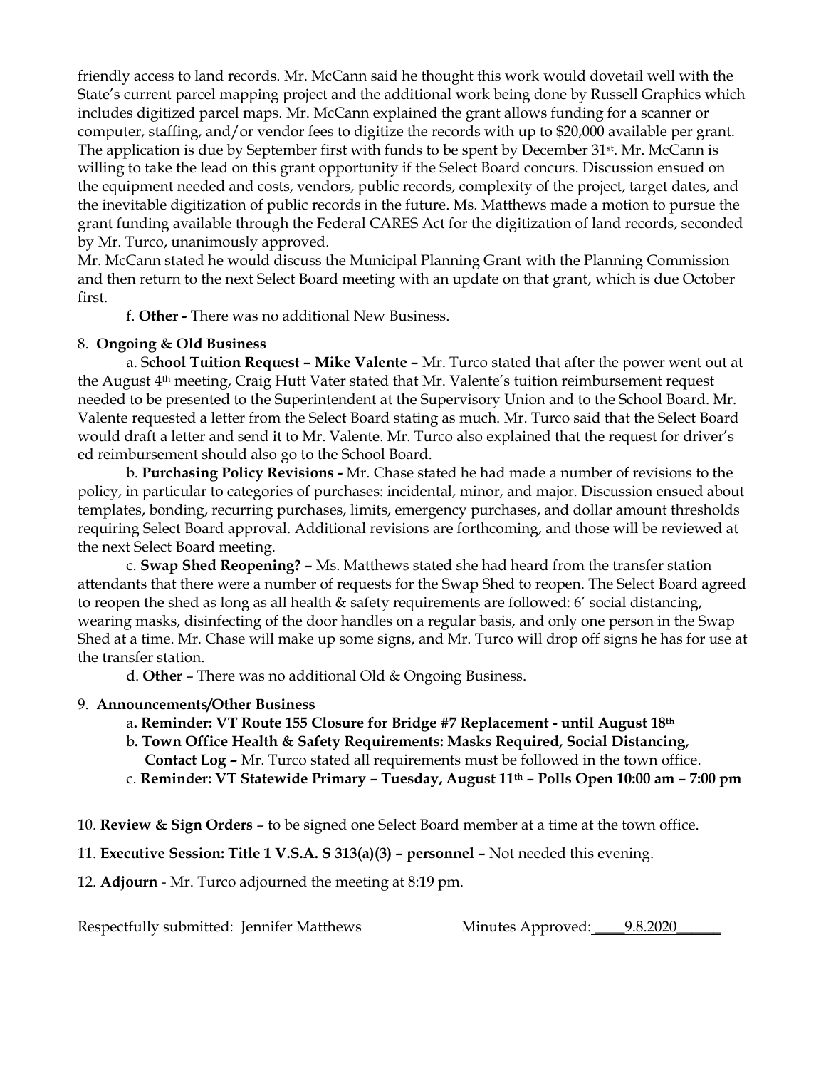friendly access to land records. Mr. McCann said he thought this work would dovetail well with the State's current parcel mapping project and the additional work being done by Russell Graphics which includes digitized parcel maps. Mr. McCann explained the grant allows funding for a scanner or computer, staffing, and/or vendor fees to digitize the records with up to $20,000 available per grant. The application is due by September first with funds to be spent by December 31st. Mr. McCann is willing to take the lead on this grant opportunity if the Select Board concurs. Discussion ensued on the equipment needed and costs, vendors, public records, complexity of the project, target dates, and the inevitable digitization of public records in the future. Ms. Matthews made a motion to pursue the grant funding available through the Federal CARES Act for the digitization of land records, seconded by Mr. Turco, unanimously approved.

Mr. McCann stated he would discuss the Municipal Planning Grant with the Planning Commission and then return to the next Select Board meeting with an update on that grant, which is due October first.

f. **Other -** There was no additional New Business.

8. **Ongoing & Old Business**

a. S**chool Tuition Request – Mike Valente –** Mr. Turco stated that after the power went out at the August 4th meeting, Craig Hutt Vater stated that Mr. Valente's tuition reimbursement request needed to be presented to the Superintendent at the Supervisory Union and to the School Board. Mr. Valente requested a letter from the Select Board stating as much. Mr. Turco said that the Select Board would draft a letter and send it to Mr. Valente. Mr. Turco also explained that the request for driver's ed reimbursement should also go to the School Board.

b. **Purchasing Policy Revisions -** Mr. Chase stated he had made a number of revisions to the policy, in particular to categories of purchases: incidental, minor, and major. Discussion ensued about templates, bonding, recurring purchases, limits, emergency purchases, and dollar amount thresholds requiring Select Board approval. Additional revisions are forthcoming, and those will be reviewed at the next Select Board meeting.

c. **Swap Shed Reopening? –** Ms. Matthews stated she had heard from the transfer station attendants that there were a number of requests for the Swap Shed to reopen. The Select Board agreed to reopen the shed as long as all health & safety requirements are followed: 6' social distancing, wearing masks, disinfecting of the door handles on a regular basis, and only one person in the Swap Shed at a time. Mr. Chase will make up some signs, and Mr. Turco will drop off signs he has for use at the transfer station.

d. **Other** – There was no additional Old & Ongoing Business.

9. **Announcements/Other Business**

a**. Reminder: VT Route 155 Closure for Bridge #7 Replacement - until August 18th**

b**. Town Office Health & Safety Requirements: Masks Required, Social Distancing, Contact Log –** Mr. Turco stated all requirements must be followed in the town office.

c. **Reminder: VT Statewide Primary – Tuesday, August 11th – Polls Open 10:00 am – 7:00 pm**

10. **Review & Sign Orders** – to be signed one Select Board member at a time at the town office.

11. **Executive Session: Title 1 V.S.A. S 313(a)(3) – personnel –** Not needed this evening.

12. **Adjourn** - Mr. Turco adjourned the meeting at 8:19 pm.

Respectfully submitted: Jennifer Matthews    Minutes Approved: ____9.8.2020______